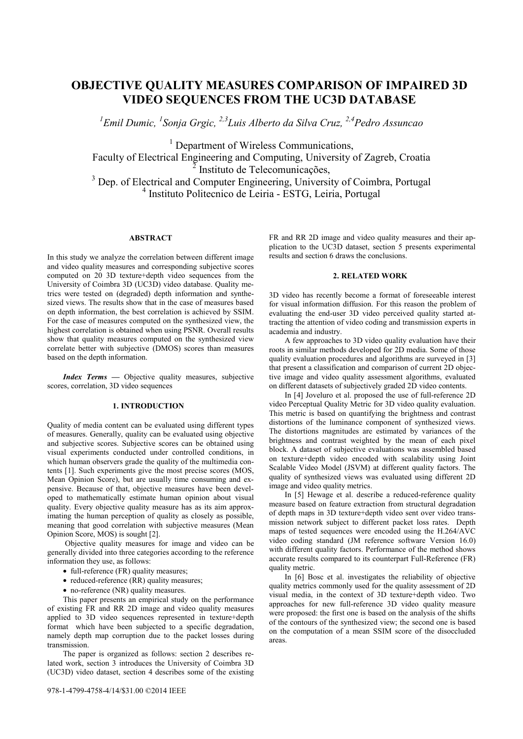# OBJECTIVE QUALITY MEASURES COMPARISON OF IMPAIRED 3D VIDEO SEQUENCES FROM THE UC3D DATABASE

[1]Emil Dumic, [1]Sonja Grgic, [2,3]Luis Alberto da Silva Cruz, [2,4]Pedro Assuncao

[1] Department of Wireless Communications,
Faculty of Electrical Engineering and Computing, University of Zagreb, Croatia
[2] Instituto de Telecomunicações,
[3] Dep. of Electrical and Computer Engineering, University of Coimbra, Portugal
[4] Instituto Politecnico de Leiria - ESTG, Leiria, Portugal

### ABSTRACT

In this study we analyze the correlation between different image and video quality measures and corresponding subjective scores computed on 20 3D texture+depth video sequences from the University of Coimbra 3D (UC3D) video database. Quality metrics were tested on (degraded) depth information and synthesized views. The results show that in the case of measures based on depth information, the best correlation is achieved by SSIM. For the case of measures computed on the synthesized view, the highest correlation is obtained when using PSNR. Overall results show that quality measures computed on the synthesized view correlate better with subjective (DMOS) scores than measures based on the depth information.

***Index Terms*** **—** Objective quality measures, subjective scores, correlation, 3D video sequences

## 1. INTRODUCTION

Quality of media content can be evaluated using different types of measures. Generally, quality can be evaluated using objective and subjective scores. Subjective scores can be obtained using visual experiments conducted under controlled conditions, in which human observers grade the quality of the multimedia contents [1]. Such experiments give the most precise scores (MOS, Mean Opinion Score), but are usually time consuming and expensive. Because of that, objective measures have been developed to mathematically estimate human opinion about visual quality. Every objective quality measure has as its aim approximating the human perception of quality as closely as possible, meaning that good correlation with subjective measures (Mean Opinion Score, MOS) is sought [2].

Objective quality measures for image and video can be generally divided into three categories according to the reference information they use, as follows:

- full-reference (FR) quality measures;
- reduced-reference (RR) quality measures;
- no-reference (NR) quality measures.

This paper presents an empirical study on the performance of existing FR and RR 2D image and video quality measures applied to 3D video sequences represented in texture+depth format which have been subjected to a specific degradation, namely depth map corruption due to the packet losses during transmission.

The paper is organized as follows: section 2 describes related work, section 3 introduces the University of Coimbra 3D (UC3D) video dataset, section 4 describes some of the existing FR and RR 2D image and video quality measures and their application to the UC3D dataset, section 5 presents experimental results and section 6 draws the conclusions.

## 2. RELATED WORK

3D video has recently become a format of foreseeable interest for visual information diffusion. For this reason the problem of evaluating the end-user 3D video perceived quality started attracting the attention of video coding and transmission experts in academia and industry.

A few approaches to 3D video quality evaluation have their roots in similar methods developed for 2D media. Some of those quality evaluation procedures and algorithms are surveyed in [3] that present a classification and comparison of current 2D objective image and video quality assessment algorithms, evaluated on different datasets of subjectively graded 2D video contents.

In [4] Joveluro et al. proposed the use of full-reference 2D video Perceptual Quality Metric for 3D video quality evaluation. This metric is based on quantifying the brightness and contrast distortions of the luminance component of synthesized views. The distortions magnitudes are estimated by variances of the brightness and contrast weighted by the mean of each pixel block. A dataset of subjective evaluations was assembled based on texture+depth video encoded with scalability using Joint Scalable Video Model (JSVM) at different quality factors. The quality of synthesized views was evaluated using different 2D image and video quality metrics.

In [5] Hewage et al. describe a reduced-reference quality measure based on feature extraction from structural degradation of depth maps in 3D texture+depth video sent over video transmission network subject to different packet loss rates. Depth maps of tested sequences were encoded using the H.264/AVC video coding standard (JM reference software Version 16.0) with different quality factors. Performance of the method shows accurate results compared to its counterpart Full-Reference (FR) quality metric.

In [6] Bosc et al. investigates the reliability of objective quality metrics commonly used for the quality assessment of 2D visual media, in the context of 3D texture+depth video. Two approaches for new full-reference 3D video quality measure were proposed: the first one is based on the analysis of the shifts of the contours of the synthesized view; the second one is based on the computation of a mean SSIM score of the disoccluded areas.

978-1-4799-4758-4/14/$31.00 ©2014 IEEE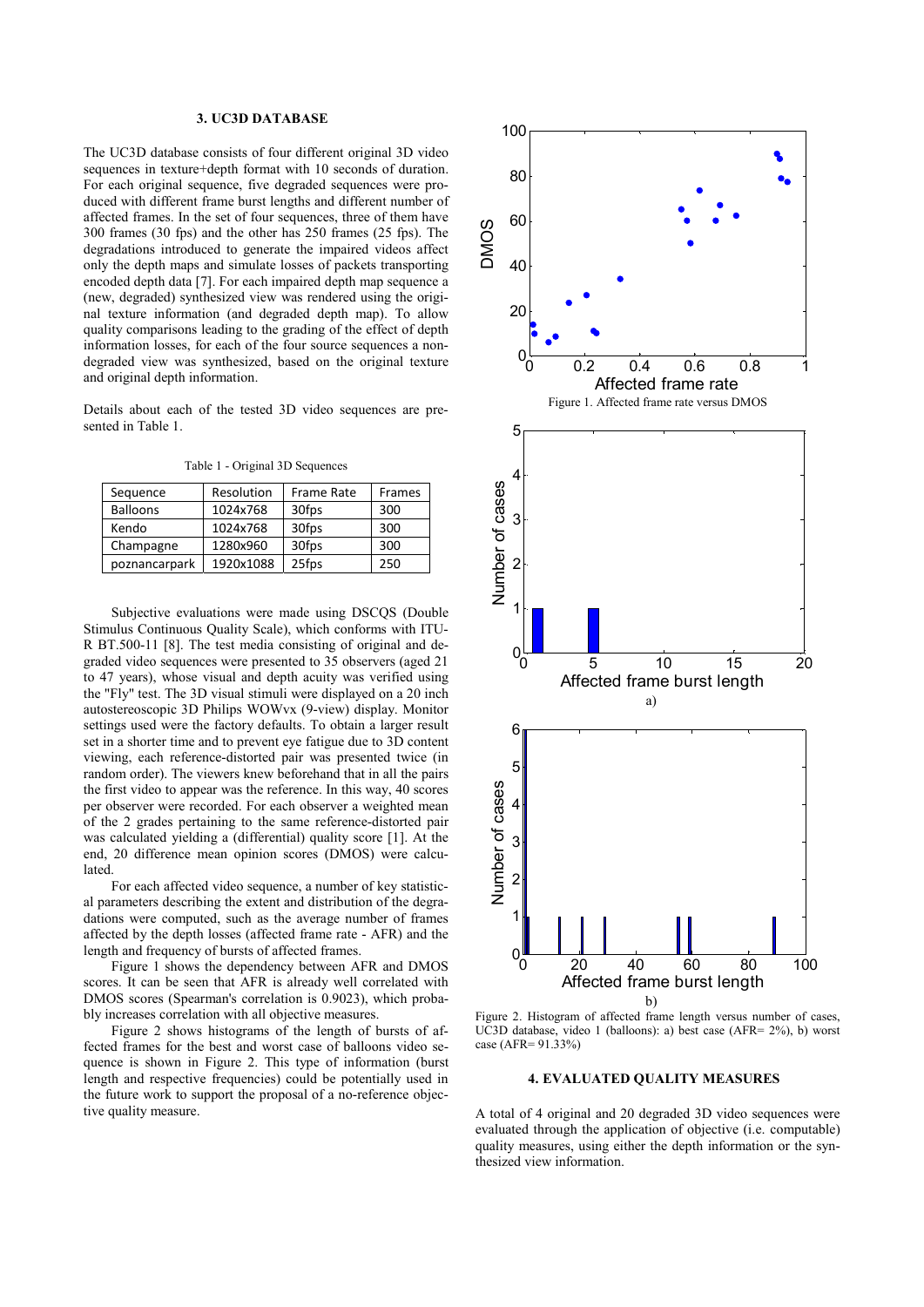## 3. UC3D DATABASE

The UC3D database consists of four different original 3D video sequences in texture+depth format with 10 seconds of duration. For each original sequence, five degraded sequences were produced with different frame burst lengths and different number of affected frames. In the set of four sequences, three of them have 300 frames (30 fps) and the other has 250 frames (25 fps). The degradations introduced to generate the impaired videos affect only the depth maps and simulate losses of packets transporting encoded depth data [7]. For each impaired depth map sequence a (new, degraded) synthesized view was rendered using the original texture information (and degraded depth map). To allow quality comparisons leading to the grading of the effect of depth information losses, for each of the four source sequences a non-degraded view was synthesized, based on the original texture and original depth information.

Details about each of the tested 3D video sequences are presented in Table 1.

Table 1 - Original 3D Sequences

| Sequence | Resolution | Frame Rate | Frames |
|---|---|---|---|
| Balloons | 1024x768 | 30fps | 300 |
| Kendo | 1024x768 | 30fps | 300 |
| Champagne | 1280x960 | 30fps | 300 |
| poznancarpark | 1920x1088 | 25fps | 250 |

Subjective evaluations were made using DSCQS (Double Stimulus Continuous Quality Scale), which conforms with ITU-R BT.500-11 [8]. The test media consisting of original and degraded video sequences were presented to 35 observers (aged 21 to 47 years), whose visual and depth acuity was verified using the "Fly" test. The 3D visual stimuli were displayed on a 20 inch autostereoscopic 3D Philips WOWvx (9-view) display. Monitor settings used were the factory defaults. To obtain a larger result set in a shorter time and to prevent eye fatigue due to 3D content viewing, each reference-distorted pair was presented twice (in random order). The viewers knew beforehand that in all the pairs the first video to appear was the reference. In this way, 40 scores per observer were recorded. For each observer a weighted mean of the 2 grades pertaining to the same reference-distorted pair was calculated yielding a (differential) quality score [1]. At the end, 20 difference mean opinion scores (DMOS) were calculated.

For each affected video sequence, a number of key statistical parameters describing the extent and distribution of the degradations were computed, such as the average number of frames affected by the depth losses (affected frame rate - AFR) and the length and frequency of bursts of affected frames.

Figure 1 shows the dependency between AFR and DMOS scores. It can be seen that AFR is already well correlated with DMOS scores (Spearman's correlation is 0.9023), which probably increases correlation with all objective measures.

Figure 2 shows histograms of the length of bursts of affected frames for the best and worst case of balloons video sequence is shown in Figure 2. This type of information (burst length and respective frequencies) could be potentially used in the future work to support the proposal of a no-reference objective quality measure.

DMOS
0 20 40 60 80 100
Affected frame rate
0 0.2 0.4 0.6 0.8 1

Figure 1. Affected frame rate versus DMOS

Number of cases
0 1 2 3 4 5
Affected frame burst length
0 5 10 15 20

a)

Number of cases
0 1 2 3 4 5 6
Affected frame burst length
0 20 40 60 80 100

b)

Figure 2. Histogram of affected frame length versus number of cases, UC3D database, video 1 (balloons): a) best case (AFR= 2%), b) worst case (AFR= 91.33%)

## 4. EVALUATED QUALITY MEASURES

A total of 4 original and 20 degraded 3D video sequences were evaluated through the application of objective (i.e. computable) quality measures, using either the depth information or the synthesized view information.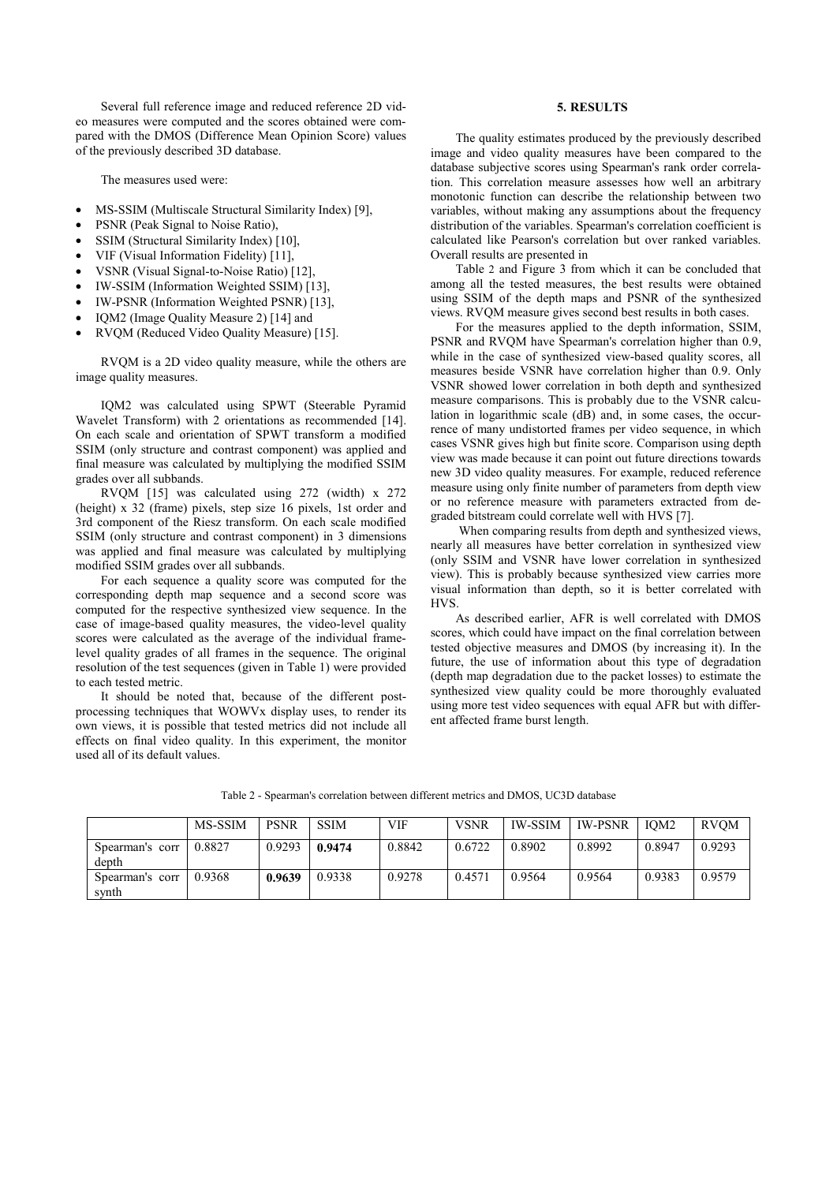Several full reference image and reduced reference 2D video measures were computed and the scores obtained were compared with the DMOS (Difference Mean Opinion Score) values of the previously described 3D database.

The measures used were:

- MS-SSIM (Multiscale Structural Similarity Index) [9],
- PSNR (Peak Signal to Noise Ratio),
- SSIM (Structural Similarity Index) [10],
- VIF (Visual Information Fidelity) [11],
- VSNR (Visual Signal-to-Noise Ratio) [12],
- IW-SSIM (Information Weighted SSIM) [13],
- IW-PSNR (Information Weighted PSNR) [13],
- IQM2 (Image Quality Measure 2) [14] and
- RVQM (Reduced Video Quality Measure) [15].

RVQM is a 2D video quality measure, while the others are image quality measures.

IQM2 was calculated using SPWT (Steerable Pyramid Wavelet Transform) with 2 orientations as recommended [14]. On each scale and orientation of SPWT transform a modified SSIM (only structure and contrast component) was applied and final measure was calculated by multiplying the modified SSIM grades over all subbands.

RVQM [15] was calculated using 272 (width) x 272 (height) x 32 (frame) pixels, step size 16 pixels, 1st order and 3rd component of the Riesz transform. On each scale modified SSIM (only structure and contrast component) in 3 dimensions was applied and final measure was calculated by multiplying modified SSIM grades over all subbands.

For each sequence a quality score was computed for the corresponding depth map sequence and a second score was computed for the respective synthesized view sequence. In the case of image-based quality measures, the video-level quality scores were calculated as the average of the individual frame-level quality grades of all frames in the sequence. The original resolution of the test sequences (given in Table 1) were provided to each tested metric.

It should be noted that, because of the different post-processing techniques that WOWVx display uses, to render its own views, it is possible that tested metrics did not include all effects on final video quality. In this experiment, the monitor used all of its default values.

## 5. RESULTS

The quality estimates produced by the previously described image and video quality measures have been compared to the database subjective scores using Spearman's rank order correlation. This correlation measure assesses how well an arbitrary monotonic function can describe the relationship between two variables, without making any assumptions about the frequency distribution of the variables. Spearman's correlation coefficient is calculated like Pearson's correlation but over ranked variables. Overall results are presented in

Table 2 and Figure 3 from which it can be concluded that among all the tested measures, the best results were obtained using SSIM of the depth maps and PSNR of the synthesized views. RVQM measure gives second best results in both cases.

For the measures applied to the depth information, SSIM, PSNR and RVQM have Spearman's correlation higher than 0.9, while in the case of synthesized view-based quality scores, all measures beside VSNR have correlation higher than 0.9. Only VSNR showed lower correlation in both depth and synthesized measure comparisons. This is probably due to the VSNR calculation in logarithmic scale (dB) and, in some cases, the occurrence of many undistorted frames per video sequence, in which cases VSNR gives high but finite score. Comparison using depth view was made because it can point out future directions towards new 3D video quality measures. For example, reduced reference measure using only finite number of parameters from depth view or no reference measure with parameters extracted from degraded bitstream could correlate well with HVS [7].

When comparing results from depth and synthesized views, nearly all measures have better correlation in synthesized view (only SSIM and VSNR have lower correlation in synthesized view). This is probably because synthesized view carries more visual information than depth, so it is better correlated with HVS.

As described earlier, AFR is well correlated with DMOS scores, which could have impact on the final correlation between tested objective measures and DMOS (by increasing it). In the future, the use of information about this type of degradation (depth map degradation due to the packet losses) to estimate the synthesized view quality could be more thoroughly evaluated using more test video sequences with equal AFR but with different affected frame burst length.

Table 2 - Spearman's correlation between different metrics and DMOS, UC3D database

| | MS-SSIM | PSNR | SSIM | VIF | VSNR | IW-SSIM | IW-PSNR | IQM2 | RVQM |
|---|---|---|---|---|---|---|---|---|---|
| Spearman's corr depth | 0.8827 | 0.9293 | **0.9474** | 0.8842 | 0.6722 | 0.8902 | 0.8992 | 0.8947 | 0.9293 |
| Spearman's corr synth | 0.9368 | **0.9639** | 0.9338 | 0.9278 | 0.4571 | 0.9564 | 0.9564 | 0.9383 | 0.9579 |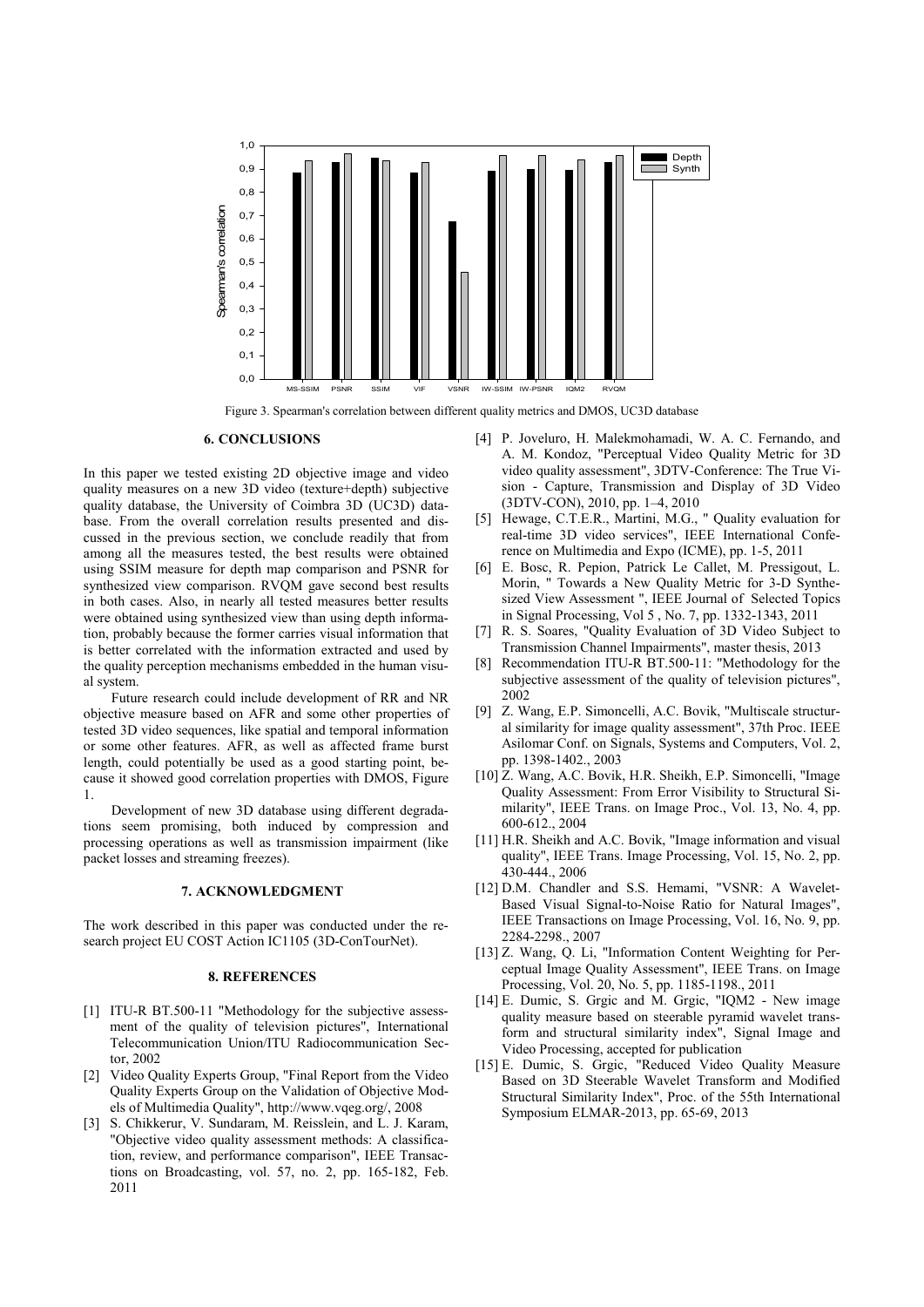1,0
0,9
0,8
0,7
0,6
0,5
0,4
0,3
0,2
0,1
0,0

Spearman's correlation

Depth
Synth

MS-SSIM PSNR SSIM VIF VSNR IW-SSIM IW-PSNR IQM2 RVQM

Figure 3. Spearman's correlation between different quality metrics and DMOS, UC3D database

## 6. CONCLUSIONS

In this paper we tested existing 2D objective image and video quality measures on a new 3D video (texture+depth) subjective quality database, the University of Coimbra 3D (UC3D) database. From the overall correlation results presented and discussed in the previous section, we conclude readily that from among all the measures tested, the best results were obtained using SSIM measure for depth map comparison and PSNR for synthesized view comparison. RVQM gave second best results in both cases. Also, in nearly all tested measures better results were obtained using synthesized view than using depth information, probably because the former carries visual information that is better correlated with the information extracted and used by the quality perception mechanisms embedded in the human visual system.

Future research could include development of RR and NR objective measure based on AFR and some other properties of tested 3D video sequences, like spatial and temporal information or some other features. AFR, as well as affected frame burst length, could potentially be used as a good starting point, because it showed good correlation properties with DMOS, Figure 1.

Development of new 3D database using different degradations seem promising, both induced by compression and processing operations as well as transmission impairment (like packet losses and streaming freezes).

## 7. ACKNOWLEDGMENT

The work described in this paper was conducted under the research project EU COST Action IC1105 (3D-ConTourNet).

## 8. REFERENCES

- [1] ITU-R BT.500-11 "Methodology for the subjective assessment of the quality of television pictures", International Telecommunication Union/ITU Radiocommunication Sector, 2002
- [2] Video Quality Experts Group, "Final Report from the Video Quality Experts Group on the Validation of Objective Models of Multimedia Quality", http://www.vqeg.org/, 2008
- [3] S. Chikkerur, V. Sundaram, M. Reisslein, and L. J. Karam, "Objective video quality assessment methods: A classification, review, and performance comparison", IEEE Transactions on Broadcasting, vol. 57, no. 2, pp. 165-182, Feb. 2011
- [4] P. Joveluro, H. Malekmohamadi, W. A. C. Fernando, and A. M. Kondoz, "Perceptual Video Quality Metric for 3D video quality assessment", 3DTV-Conference: The True Vision - Capture, Transmission and Display of 3D Video (3DTV-CON), 2010, pp. 1–4, 2010
- [5] Hewage, C.T.E.R., Martini, M.G., " Quality evaluation for real-time 3D video services", IEEE International Conference on Multimedia and Expo (ICME), pp. 1-5, 2011
- [6] E. Bosc, R. Pepion, Patrick Le Callet, M. Pressigout, L. Morin, " Towards a New Quality Metric for 3-D Synthesized View Assessment ", IEEE Journal of Selected Topics in Signal Processing, Vol 5 , No. 7, pp. 1332-1343, 2011
- [7] R. S. Soares, "Quality Evaluation of 3D Video Subject to Transmission Channel Impairments", master thesis, 2013
- [8] Recommendation ITU-R BT.500-11: "Methodology for the subjective assessment of the quality of television pictures", 2002
- [9] Z. Wang, E.P. Simoncelli, A.C. Bovik, "Multiscale structural similarity for image quality assessment", 37th Proc. IEEE Asilomar Conf. on Signals, Systems and Computers, Vol. 2, pp. 1398-1402., 2003
- [10] Z. Wang, A.C. Bovik, H.R. Sheikh, E.P. Simoncelli, "Image Quality Assessment: From Error Visibility to Structural Similarity", IEEE Trans. on Image Proc., Vol. 13, No. 4, pp. 600-612., 2004
- [11] H.R. Sheikh and A.C. Bovik, "Image information and visual quality", IEEE Trans. Image Processing, Vol. 15, No. 2, pp. 430-444., 2006
- [12] D.M. Chandler and S.S. Hemami, "VSNR: A Wavelet-Based Visual Signal-to-Noise Ratio for Natural Images", IEEE Transactions on Image Processing, Vol. 16, No. 9, pp. 2284-2298., 2007
- [13] Z. Wang, Q. Li, "Information Content Weighting for Perceptual Image Quality Assessment", IEEE Trans. on Image Processing, Vol. 20, No. 5, pp. 1185-1198., 2011
- [14] E. Dumic, S. Grgic and M. Grgic, "IQM2 - New image quality measure based on steerable pyramid wavelet transform and structural similarity index", Signal Image and Video Processing, accepted for publication
- [15] E. Dumic, S. Grgic, "Reduced Video Quality Measure Based on 3D Steerable Wavelet Transform and Modified Structural Similarity Index", Proc. of the 55th International Symposium ELMAR-2013, pp. 65-69, 2013